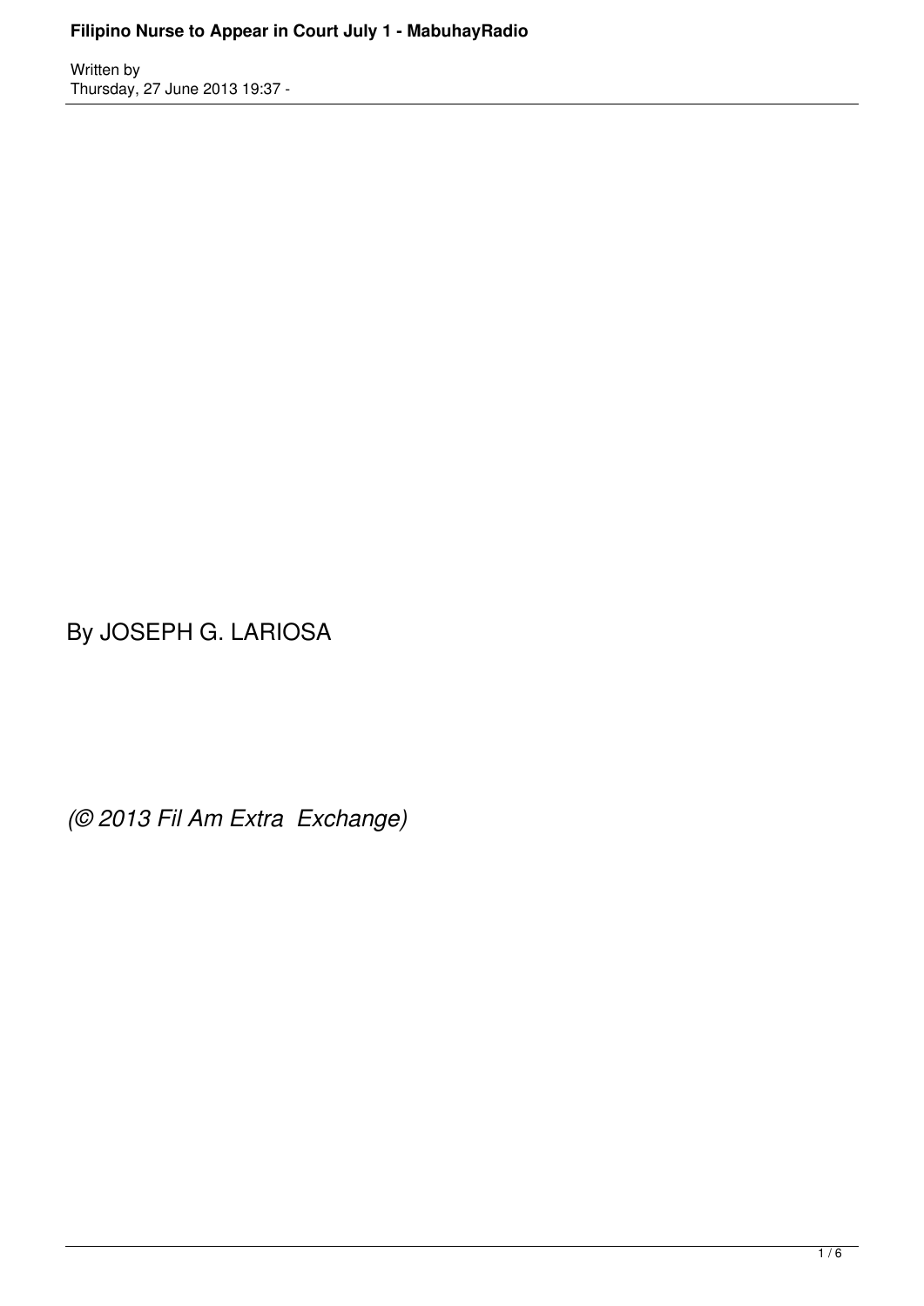By JOSEPH G. LARIOSA

*(© 2013 Fil Am Extra Exchange)*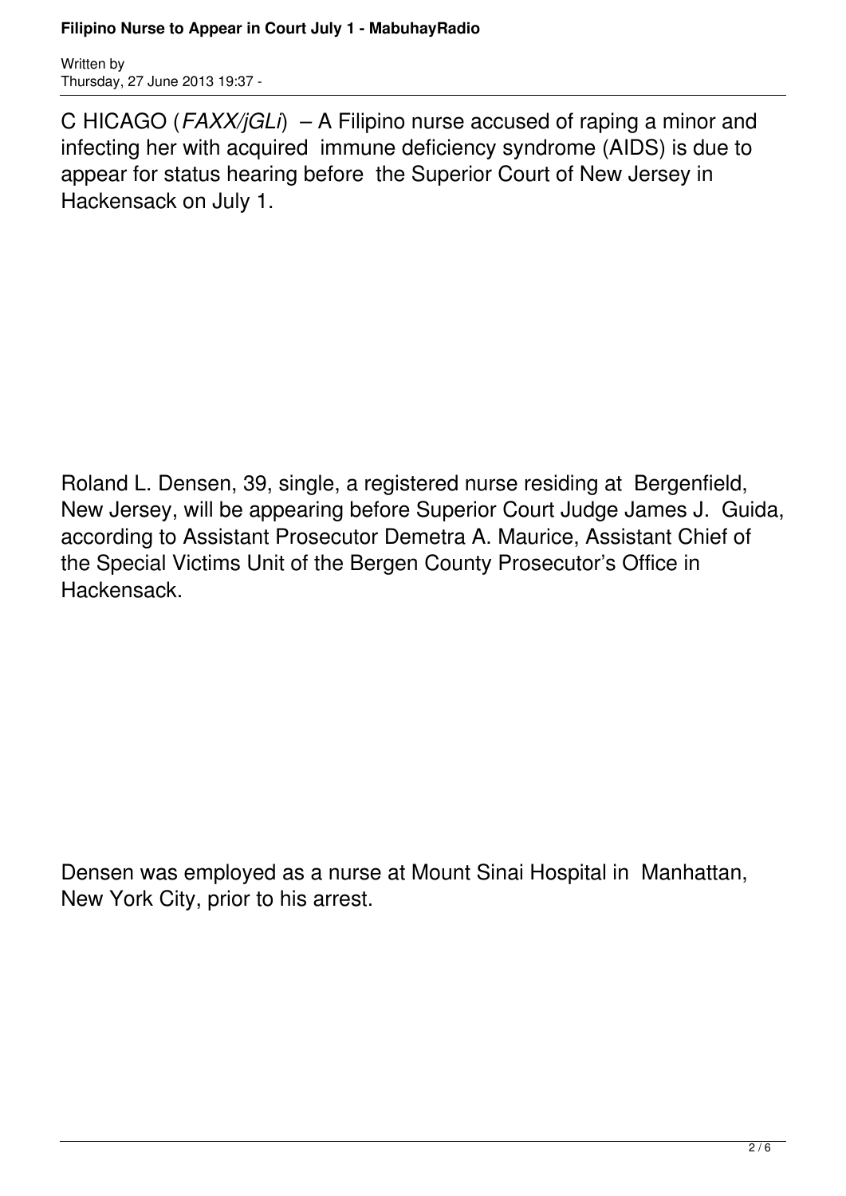Written by
Thursday, 27 June 2013 19:37 -

C HICAGO (*FAXX/jGLi*) – A Filipino nurse accused of raping a minor and infecting her with acquired immune deficiency syndrome (AIDS) is due to appear for status hearing before the Superior Court of New Jersey in Hackensack on July 1.

Roland L. Densen, 39, single, a registered nurse residing at Bergenfield, New Jersey, will be appearing before Superior Court Judge James J. Guida, according to Assistant Prosecutor Demetra A. Maurice, Assistant Chief of the Special Victims Unit of the Bergen County Prosecutor's Office in Hackensack.

Densen was employed as a nurse at Mount Sinai Hospital in Manhattan, New York City, prior to his arrest.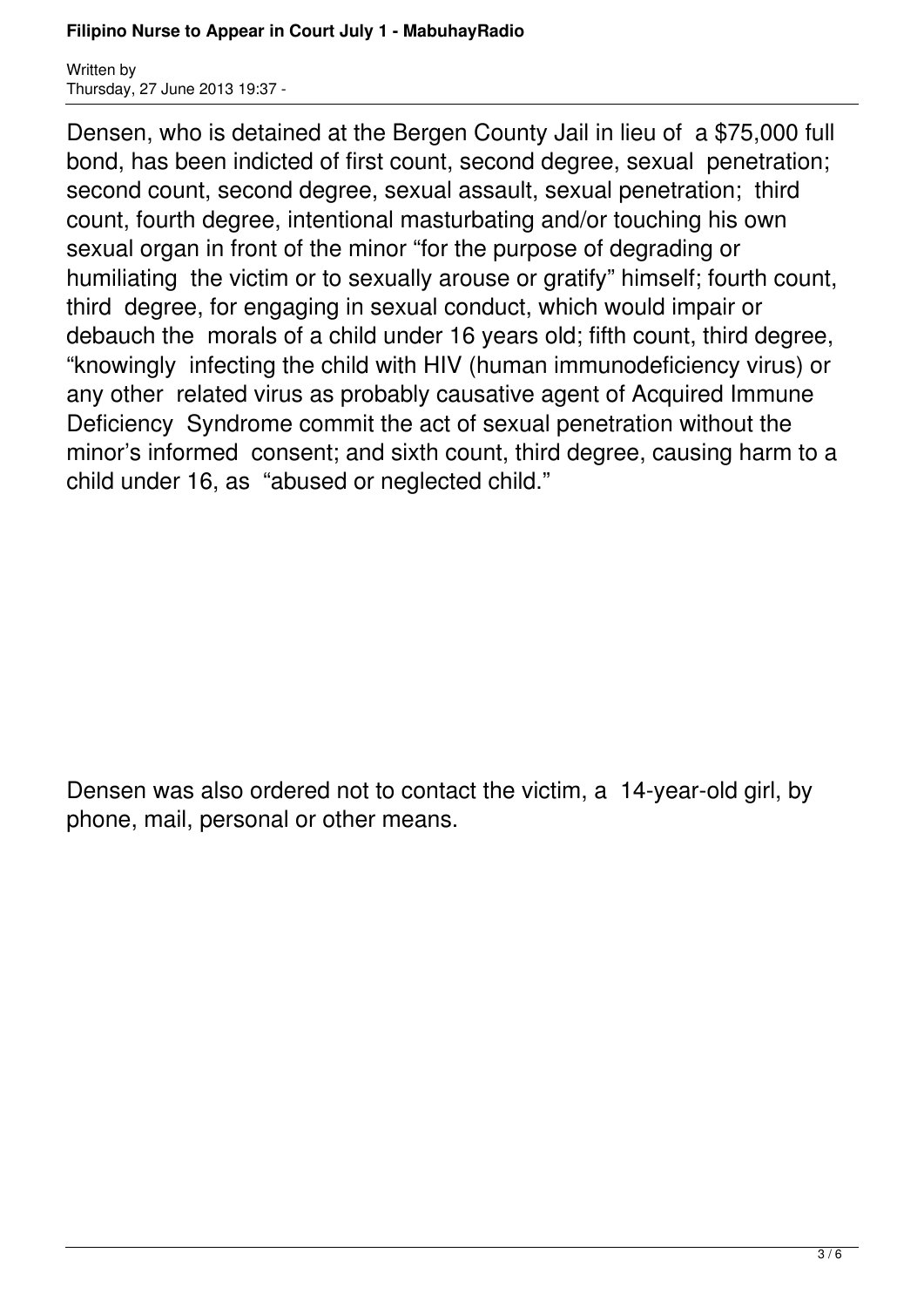Densen, who is detained at the Bergen County Jail in lieu of a $75,000 full bond, has been indicted of first count, second degree, sexual penetration; second count, second degree, sexual assault, sexual penetration; third count, fourth degree, intentional masturbating and/or touching his own sexual organ in front of the minor "for the purpose of degrading or humiliating the victim or to sexually arouse or gratify" himself; fourth count, third degree, for engaging in sexual conduct, which would impair or debauch the morals of a child under 16 years old; fifth count, third degree, "knowingly infecting the child with HIV (human immunodeficiency virus) or any other related virus as probably causative agent of Acquired Immune Deficiency Syndrome commit the act of sexual penetration without the minor's informed consent; and sixth count, third degree, causing harm to a child under 16, as "abused or neglected child."

Densen was also ordered not to contact the victim, a 14-year-old girl, by phone, mail, personal or other means.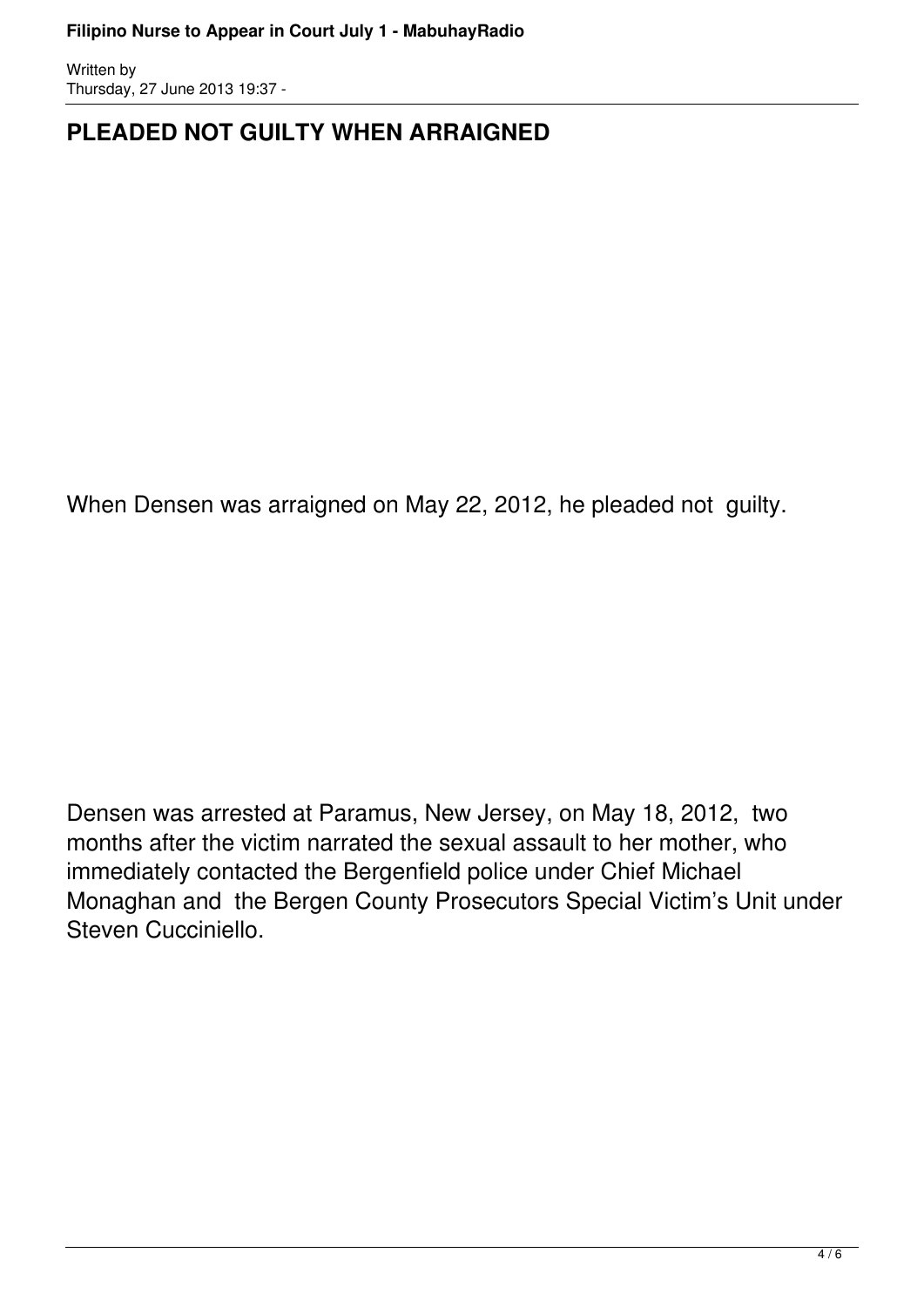## PLEADED NOT GUILTY WHEN ARRAIGNED

When Densen was arraigned on May 22, 2012, he pleaded not guilty.

Densen was arrested at Paramus, New Jersey, on May 18, 2012, two months after the victim narrated the sexual assault to her mother, who immediately contacted the Bergenfield police under Chief Michael Monaghan and the Bergen County Prosecutors Special Victim's Unit under Steven Cucciniello.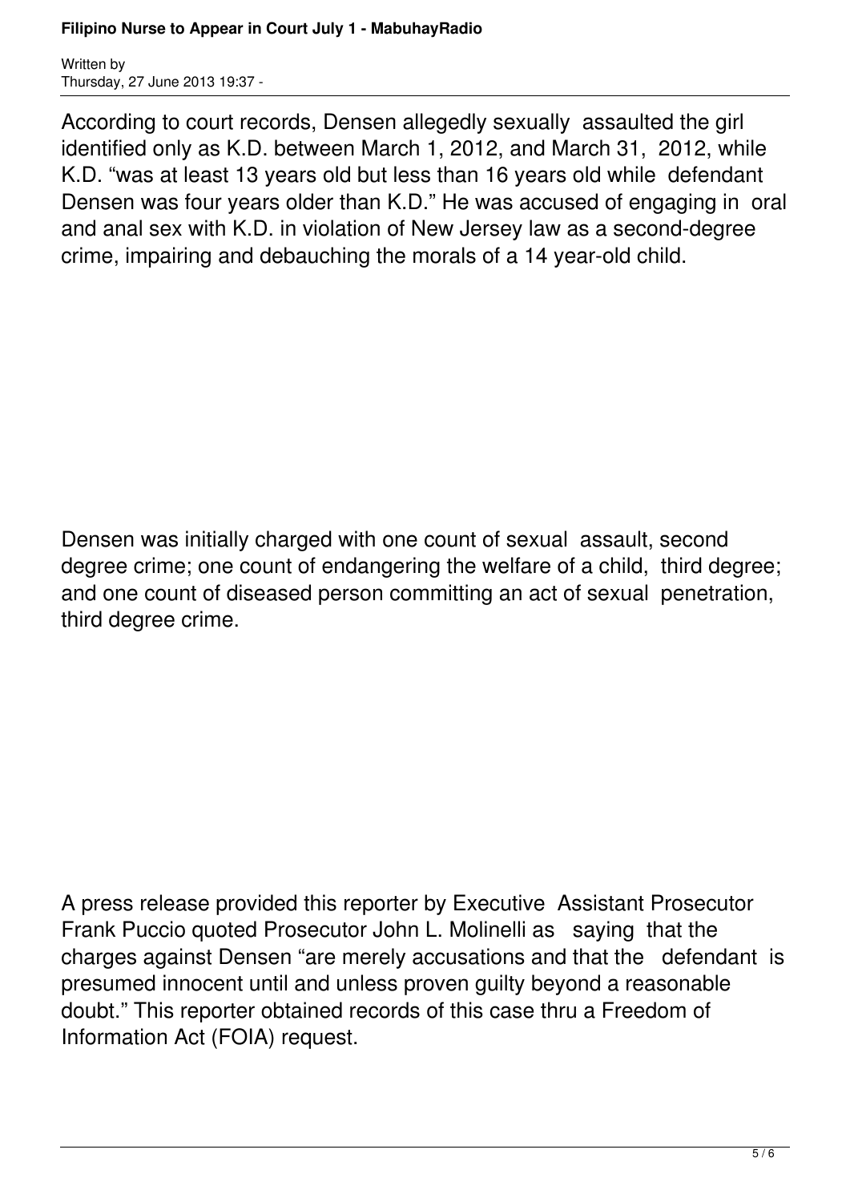According to court records, Densen allegedly sexually assaulted the girl identified only as K.D. between March 1, 2012, and March 31, 2012, while K.D. "was at least 13 years old but less than 16 years old while defendant Densen was four years older than K.D." He was accused of engaging in oral and anal sex with K.D. in violation of New Jersey law as a second-degree crime, impairing and debauching the morals of a 14 year-old child.

Densen was initially charged with one count of sexual assault, second degree crime; one count of endangering the welfare of a child, third degree; and one count of diseased person committing an act of sexual penetration, third degree crime.

A press release provided this reporter by Executive Assistant Prosecutor Frank Puccio quoted Prosecutor John L. Molinelli as saying that the charges against Densen "are merely accusations and that the defendant is presumed innocent until and unless proven guilty beyond a reasonable doubt." This reporter obtained records of this case thru a Freedom of Information Act (FOIA) request.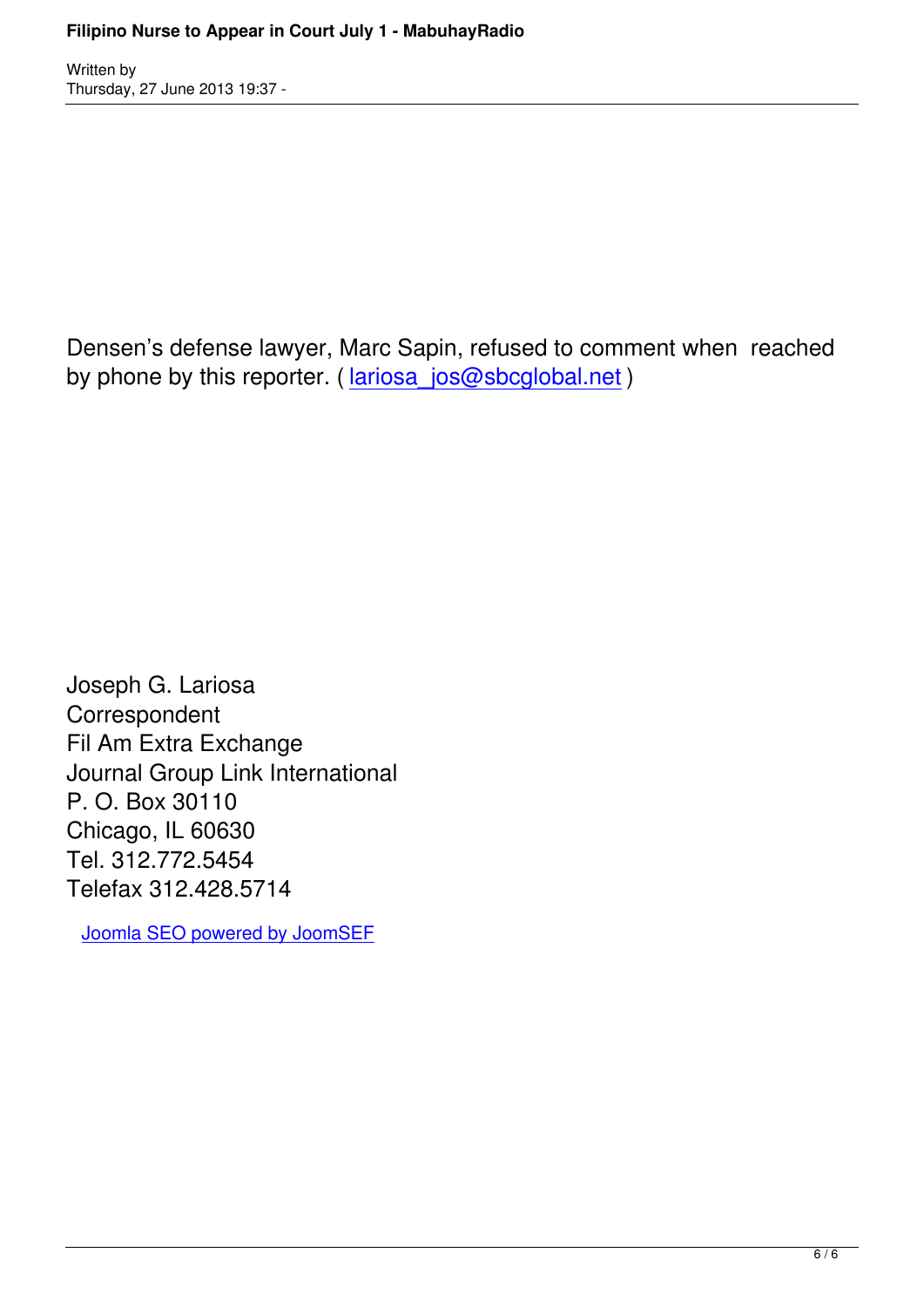Densen's defense lawyer, Marc Sapin, refused to comment when reached by phone by this reporter. ( lariosa_jos@sbcglobal.net )

Joseph G. Lariosa
Correspondent
Fil Am Extra Exchange
Journal Group Link International
P. O. Box 30110
Chicago, IL 60630
Tel. 312.772.5454
Telefax 312.428.5714

Joomla SEO powered by JoomSEF